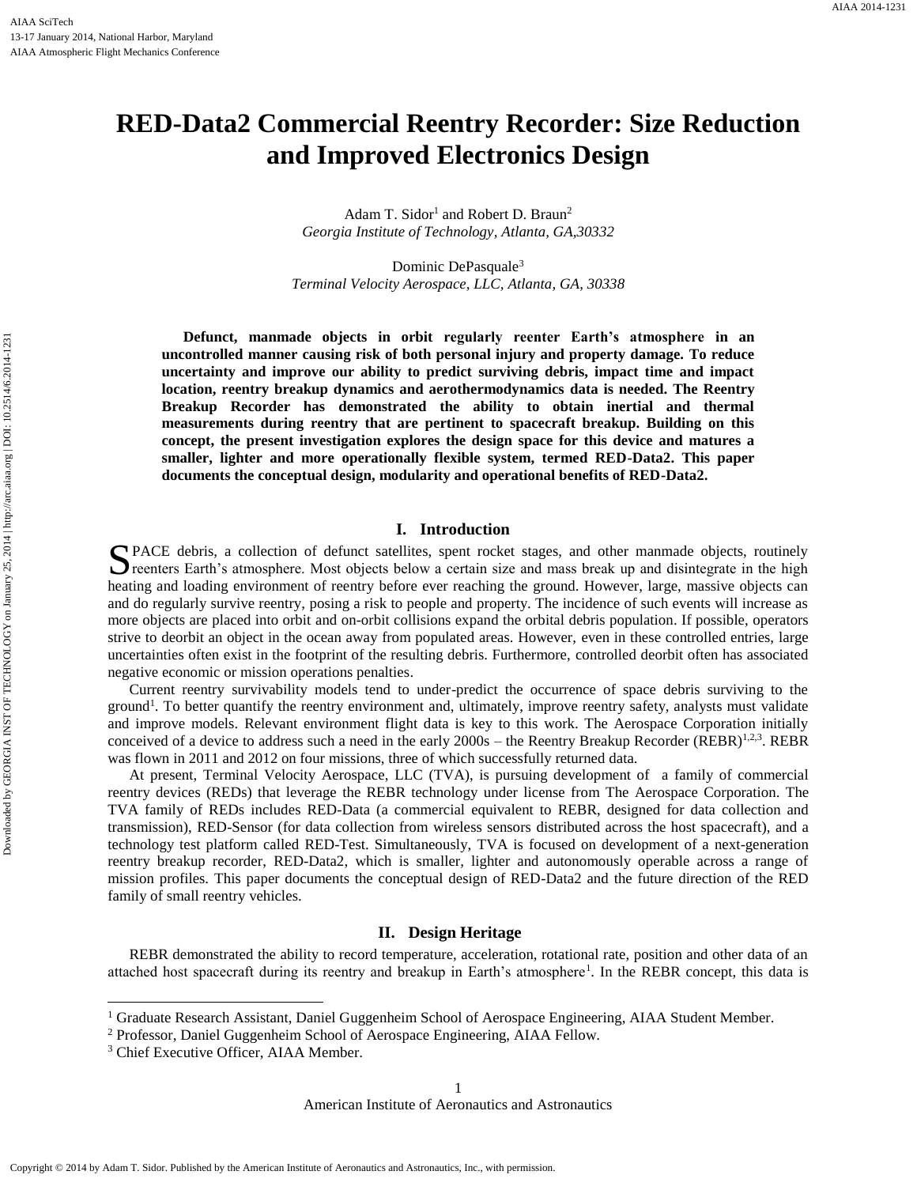# RED-Data2 Commercial Reentry Recorder: Size Reduction and Improved Electronics Design

Adam T. Sidor[1] and Robert D. Braun[2]
*Georgia Institute of Technology, Atlanta, GA,30332*

Dominic DePasquale[3]
*Terminal Velocity Aerospace, LLC, Atlanta, GA, 30338*

**Defunct, manmade objects in orbit regularly reenter Earth's atmosphere in an uncontrolled manner causing risk of both personal injury and property damage. To reduce uncertainty and improve our ability to predict surviving debris, impact time and impact location, reentry breakup dynamics and aerothermodynamics data is needed. The Reentry Breakup Recorder has demonstrated the ability to obtain inertial and thermal measurements during reentry that are pertinent to spacecraft breakup. Building on this concept, the present investigation explores the design space for this device and matures a smaller, lighter and more operationally flexible system, termed RED-Data2. This paper documents the conceptual design, modularity and operational benefits of RED-Data2.**

## I. Introduction

SPACE debris, a collection of defunct satellites, spent rocket stages, and other manmade objects, routinely reenters Earth's atmosphere. Most objects below a certain size and mass break up and disintegrate in the high heating and loading environment of reentry before ever reaching the ground. However, large, massive objects can and do regularly survive reentry, posing a risk to people and property. The incidence of such events will increase as more objects are placed into orbit and on-orbit collisions expand the orbital debris population. If possible, operators strive to deorbit an object in the ocean away from populated areas. However, even in these controlled entries, large uncertainties often exist in the footprint of the resulting debris. Furthermore, controlled deorbit often has associated negative economic or mission operations penalties.

Current reentry survivability models tend to under-predict the occurrence of space debris surviving to the ground[1]. To better quantify the reentry environment and, ultimately, improve reentry safety, analysts must validate and improve models. Relevant environment flight data is key to this work. The Aerospace Corporation initially conceived of a device to address such a need in the early 2000s – the Reentry Breakup Recorder (REBR)[1,2,3]. REBR was flown in 2011 and 2012 on four missions, three of which successfully returned data.

At present, Terminal Velocity Aerospace, LLC (TVA), is pursuing development of a family of commercial reentry devices (REDs) that leverage the REBR technology under license from The Aerospace Corporation. The TVA family of REDs includes RED-Data (a commercial equivalent to REBR, designed for data collection and transmission), RED-Sensor (for data collection from wireless sensors distributed across the host spacecraft), and a technology test platform called RED-Test. Simultaneously, TVA is focused on development of a next-generation reentry breakup recorder, RED-Data2, which is smaller, lighter and autonomously operable across a range of mission profiles. This paper documents the conceptual design of RED-Data2 and the future direction of the RED family of small reentry vehicles.

## II. Design Heritage

REBR demonstrated the ability to record temperature, acceleration, rotational rate, position and other data of an attached host spacecraft during its reentry and breakup in Earth's atmosphere[1]. In the REBR concept, this data is

---

[1] Graduate Research Assistant, Daniel Guggenheim School of Aerospace Engineering, AIAA Student Member.
[2] Professor, Daniel Guggenheim School of Aerospace Engineering, AIAA Fellow.
[3] Chief Executive Officer, AIAA Member.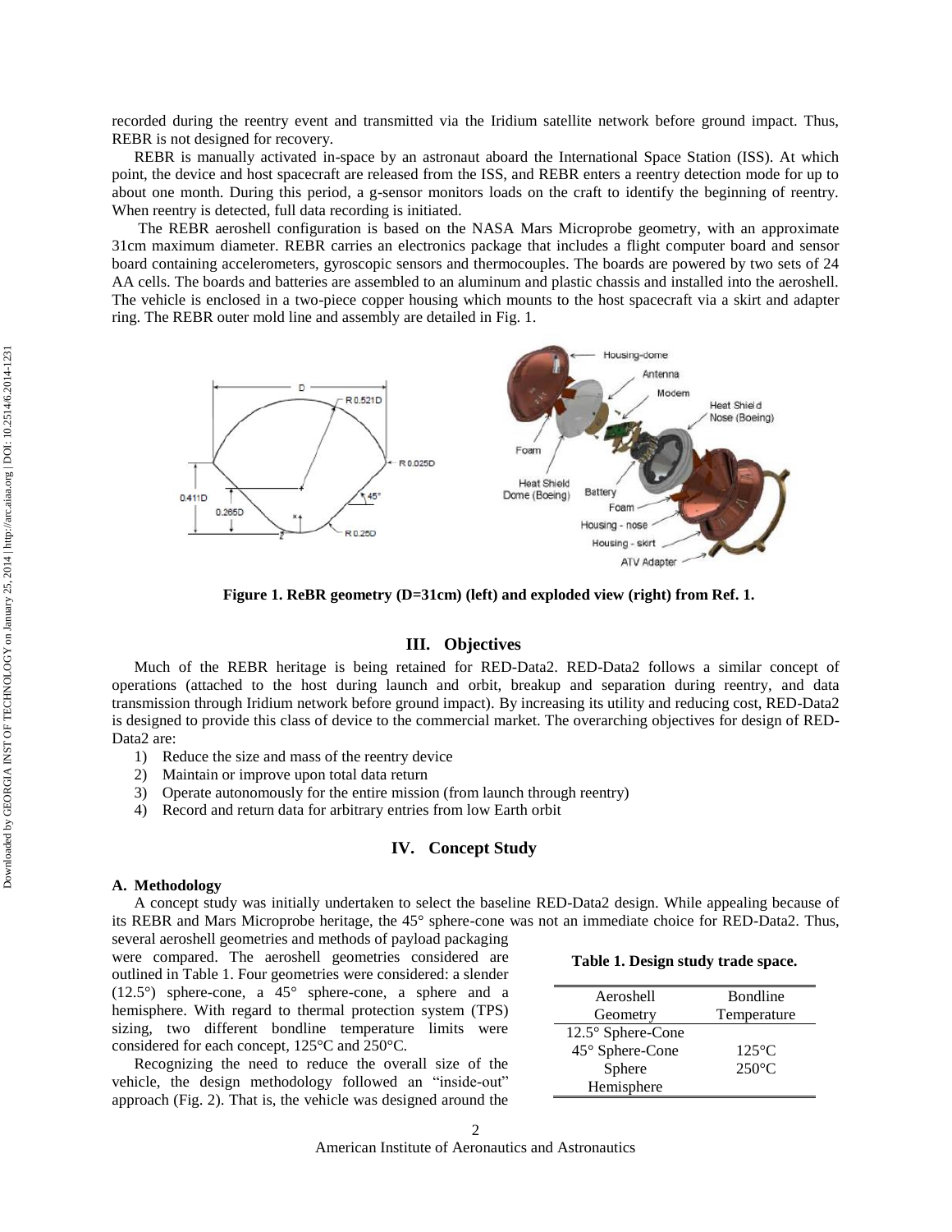recorded during the reentry event and transmitted via the Iridium satellite network before ground impact. Thus, REBR is not designed for recovery.

REBR is manually activated in-space by an astronaut aboard the International Space Station (ISS). At which point, the device and host spacecraft are released from the ISS, and REBR enters a reentry detection mode for up to about one month. During this period, a g-sensor monitors loads on the craft to identify the beginning of reentry. When reentry is detected, full data recording is initiated.

The REBR aeroshell configuration is based on the NASA Mars Microprobe geometry, with an approximate 31cm maximum diameter. REBR carries an electronics package that includes a flight computer board and sensor board containing accelerometers, gyroscopic sensors and thermocouples. The boards are powered by two sets of 24 AA cells. The boards and batteries are assembled to an aluminum and plastic chassis and installed into the aeroshell. The vehicle is enclosed in a two-piece copper housing which mounts to the host spacecraft via a skirt and adapter ring. The REBR outer mold line and assembly are detailed in Fig. 1.

**Figure 1. ReBR geometry (D=31cm) (left) and exploded view (right) from Ref. 1.**

## III. Objectives

Much of the REBR heritage is being retained for RED-Data2. RED-Data2 follows a similar concept of operations (attached to the host during launch and orbit, breakup and separation during reentry, and data transmission through Iridium network before ground impact). By increasing its utility and reducing cost, RED-Data2 is designed to provide this class of device to the commercial market. The overarching objectives for design of RED-Data2 are:

1) Reduce the size and mass of the reentry device
2) Maintain or improve upon total data return
3) Operate autonomously for the entire mission (from launch through reentry)
4) Record and return data for arbitrary entries from low Earth orbit

## IV. Concept Study

### A. Methodology

A concept study was initially undertaken to select the baseline RED-Data2 design. While appealing because of its REBR and Mars Microprobe heritage, the 45° sphere-cone was not an immediate choice for RED-Data2. Thus, several aeroshell geometries and methods of payload packaging were compared. The aeroshell geometries considered are outlined in Table 1. Four geometries were considered: a slender (12.5°) sphere-cone, a 45° sphere-cone, a sphere and a hemisphere. With regard to thermal protection system (TPS) sizing, two different bondline temperature limits were considered for each concept, 125°C and 250°C.

**Table 1. Design study trade space.**

| Aeroshell Geometry | Bondline Temperature |
|---|---|
| 12.5° Sphere-Cone | |
| 45° Sphere-Cone | 125°C |
| Sphere | 250°C |
| Hemisphere | |

Recognizing the need to reduce the overall size of the vehicle, the design methodology followed an "inside-out" approach (Fig. 2). That is, the vehicle was designed around the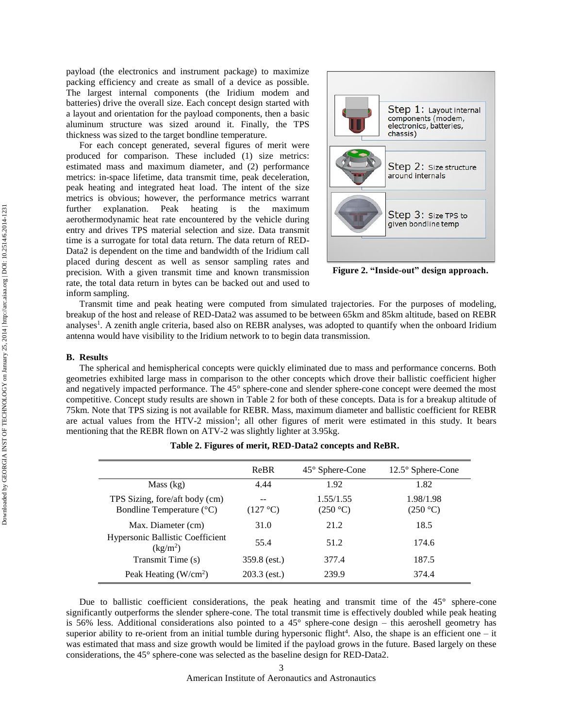payload (the electronics and instrument package) to maximize packing efficiency and create as small of a device as possible. The largest internal components (the Iridium modem and batteries) drive the overall size. Each concept design started with a layout and orientation for the payload components, then a basic aluminum structure was sized around it. Finally, the TPS thickness was sized to the target bondline temperature.

For each concept generated, several figures of merit were produced for comparison. These included (1) size metrics: estimated mass and maximum diameter, and (2) performance metrics: in-space lifetime, data transmit time, peak deceleration, peak heating and integrated heat load. The intent of the size metrics is obvious; however, the performance metrics warrant further explanation. Peak heating is the maximum aerothermodynamic heat rate encountered by the vehicle during entry and drives TPS material selection and size. Data transmit time is a surrogate for total data return. The data return of RED-Data2 is dependent on the time and bandwidth of the Iridium call placed during descent as well as sensor sampling rates and precision. With a given transmit time and known transmission rate, the total data return in bytes can be backed out and used to inform sampling.

Step 1: Layout internal components (modem, electronics, batteries, chassis)

Step 2: Size structure around internals

Step 3: Size TPS to given bondline temp

**Figure 2. "Inside-out" design approach.**

Transmit time and peak heating were computed from simulated trajectories. For the purposes of modeling, breakup of the host and release of RED-Data2 was assumed to be between 65km and 85km altitude, based on REBR analyses[1]. A zenith angle criteria, based also on REBR analyses, was adopted to quantify when the onboard Iridium antenna would have visibility to the Iridium network to to begin data transmission.

## B. Results

The spherical and hemispherical concepts were quickly eliminated due to mass and performance concerns. Both geometries exhibited large mass in comparison to the other concepts which drove their ballistic coefficient higher and negatively impacted performance. The 45° sphere-cone and slender sphere-cone concept were deemed the most competitive. Concept study results are shown in Table 2 for both of these concepts. Data is for a breakup altitude of 75km. Note that TPS sizing is not available for REBR. Mass, maximum diameter and ballistic coefficient for REBR are actual values from the HTV-2 mission[1]; all other figures of merit were estimated in this study. It bears mentioning that the REBR flown on ATV-2 was slightly lighter at 3.95kg.

**Table 2. Figures of merit, RED-Data2 concepts and ReBR.**

| | ReBR | 45° Sphere-Cone | 12.5° Sphere-Cone |
|---|---|---|---|
| Mass (kg) | 4.44 | 1.92 | 1.82 |
| TPS Sizing, fore/aft body (cm) Bondline Temperature (°C) | -- (127 °C) | 1.55/1.55 (250 °C) | 1.98/1.98 (250 °C) |
| Max. Diameter (cm) | 31.0 | 21.2 | 18.5 |
| Hypersonic Ballistic Coefficient ($kg/m^2$) | 55.4 | 51.2 | 174.6 |
| Transmit Time (s) | 359.8 (est.) | 377.4 | 187.5 |
| Peak Heating ($W/cm^2$) | 203.3 (est.) | 239.9 | 374.4 |

Due to ballistic coefficient considerations, the peak heating and transmit time of the 45° sphere-cone significantly outperforms the slender sphere-cone. The total transmit time is effectively doubled while peak heating is 56% less. Additional considerations also pointed to a 45° sphere-cone design – this aeroshell geometry has superior ability to re-orient from an initial tumble during hypersonic flight[4]. Also, the shape is an efficient one – it was estimated that mass and size growth would be limited if the payload grows in the future. Based largely on these considerations, the 45° sphere-cone was selected as the baseline design for RED-Data2.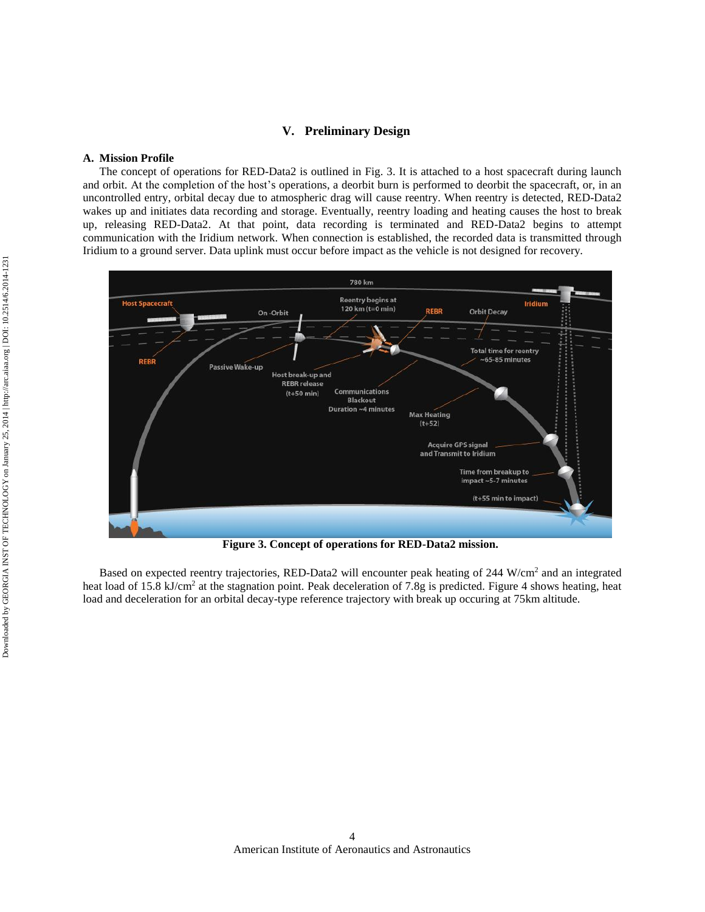## V. Preliminary Design

### A. Mission Profile

The concept of operations for RED-Data2 is outlined in Fig. 3. It is attached to a host spacecraft during launch and orbit. At the completion of the host's operations, a deorbit burn is performed to deorbit the spacecraft, or, in an uncontrolled entry, orbital decay due to atmospheric drag will cause reentry. When reentry is detected, RED-Data2 wakes up and initiates data recording and storage. Eventually, reentry loading and heating causes the host to break up, releasing RED-Data2. At that point, data recording is terminated and RED-Data2 begins to attempt communication with the Iridium network. When connection is established, the recorded data is transmitted through Iridium to a ground server. Data uplink must occur before impact as the vehicle is not designed for recovery.

**Figure 3. Concept of operations for RED-Data2 mission.**

Based on expected reentry trajectories, RED-Data2 will encounter peak heating of 244 W/cm$^2$ and an integrated heat load of 15.8 kJ/cm$^2$ at the stagnation point. Peak deceleration of 7.8g is predicted. Figure 4 shows heating, heat load and deceleration for an orbital decay-type reference trajectory with break up occuring at 75km altitude.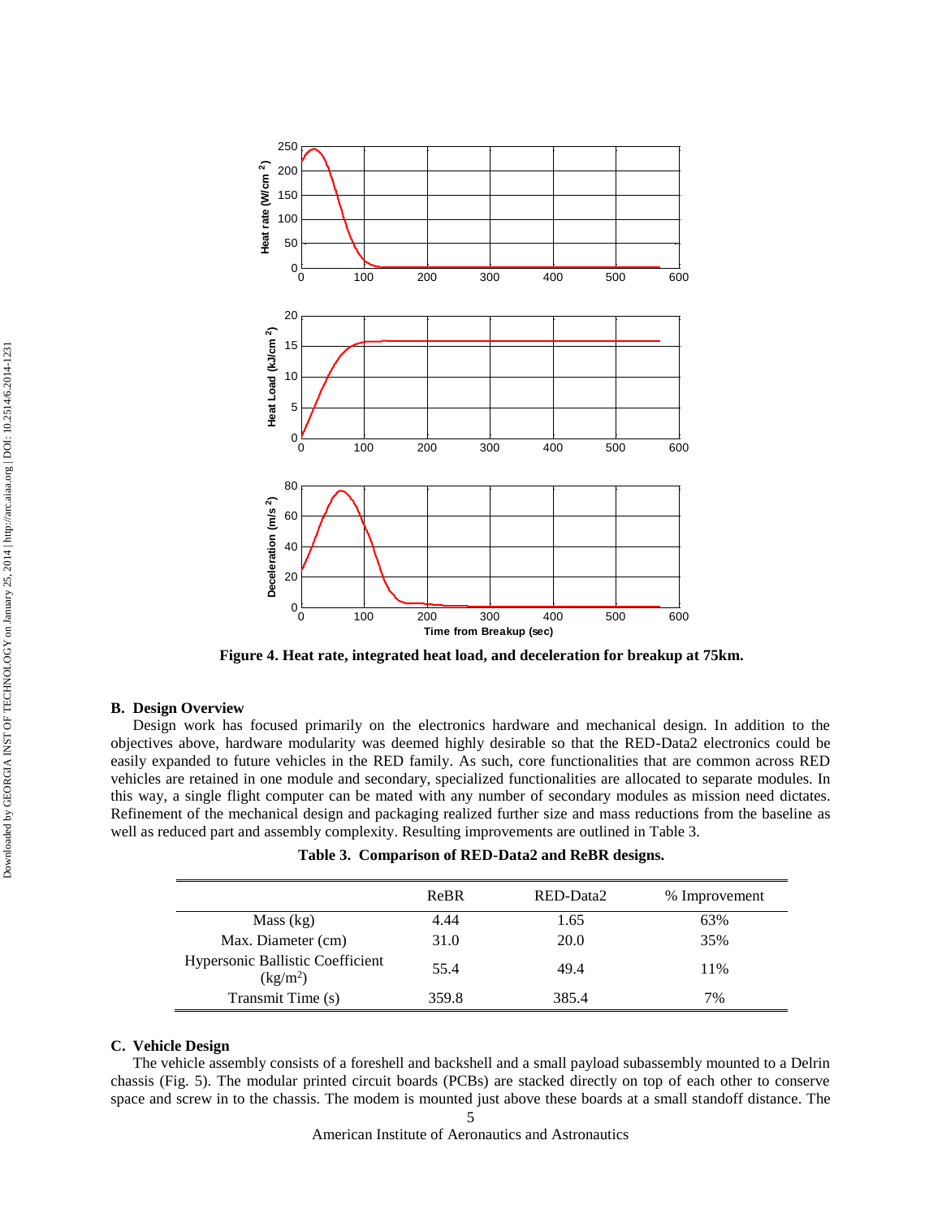Figure 4. Heat rate, integrated heat load, and deceleration for breakup at 75km.

### B. Design Overview

Design work has focused primarily on the electronics hardware and mechanical design. In addition to the objectives above, hardware modularity was deemed highly desirable so that the RED-Data2 electronics could be easily expanded to future vehicles in the RED family. As such, core functionalities that are common across RED vehicles are retained in one module and secondary, specialized functionalities are allocated to separate modules. In this way, a single flight computer can be mated with any number of secondary modules as mission need dictates. Refinement of the mechanical design and packaging realized further size and mass reductions from the baseline as well as reduced part and assembly complexity. Resulting improvements are outlined in Table 3.

**Table 3. Comparison of RED-Data2 and ReBR designs.**

| | ReBR | RED-Data2 | % Improvement |
|---|---|---|---|
| Mass (kg) | 4.44 | 1.65 | 63% |
| Max. Diameter (cm) | 31.0 | 20.0 | 35% |
| Hypersonic Ballistic Coefficient (kg/m$^2$) | 55.4 | 49.4 | 11% |
| Transmit Time (s) | 359.8 | 385.4 | 7% |

### C. Vehicle Design

The vehicle assembly consists of a foreshell and backshell and a small payload subassembly mounted to a Delrin chassis (Fig. 5). The modular printed circuit boards (PCBs) are stacked directly on top of each other to conserve space and screw in to the chassis. The modem is mounted just above these boards at a small standoff distance. The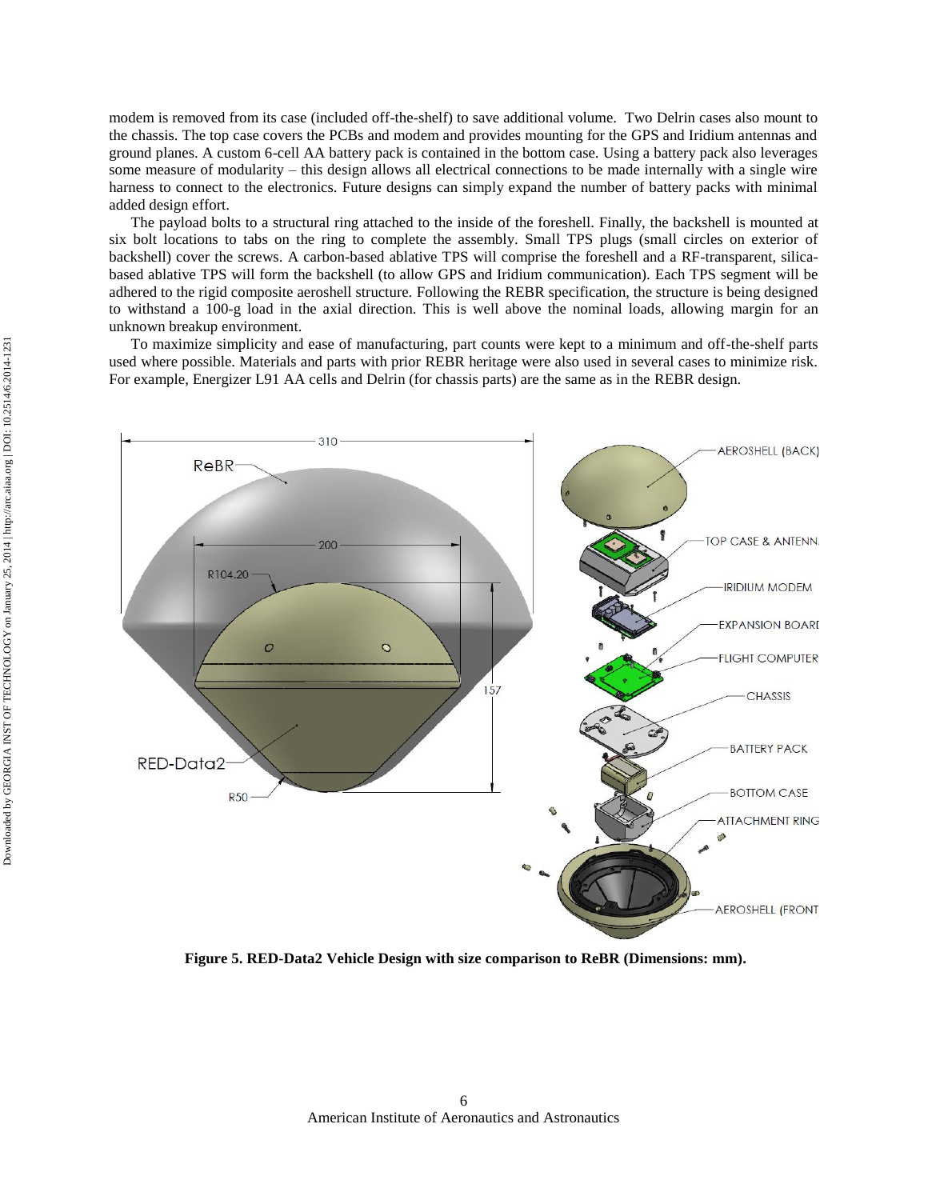modem is removed from its case (included off-the-shelf) to save additional volume. Two Delrin cases also mount to the chassis. The top case covers the PCBs and modem and provides mounting for the GPS and Iridium antennas and ground planes. A custom 6-cell AA battery pack is contained in the bottom case. Using a battery pack also leverages some measure of modularity – this design allows all electrical connections to be made internally with a single wire harness to connect to the electronics. Future designs can simply expand the number of battery packs with minimal added design effort.

The payload bolts to a structural ring attached to the inside of the foreshell. Finally, the backshell is mounted at six bolt locations to tabs on the ring to complete the assembly. Small TPS plugs (small circles on exterior of backshell) cover the screws. A carbon-based ablative TPS will comprise the foreshell and a RF-transparent, silica-based ablative TPS will form the backshell (to allow GPS and Iridium communication). Each TPS segment will be adhered to the rigid composite aeroshell structure. Following the REBR specification, the structure is being designed to withstand a 100-g load in the axial direction. This is well above the nominal loads, allowing margin for an unknown breakup environment.

To maximize simplicity and ease of manufacturing, part counts were kept to a minimum and off-the-shelf parts used where possible. Materials and parts with prior REBR heritage were also used in several cases to minimize risk. For example, Energizer L91 AA cells and Delrin (for chassis parts) are the same as in the REBR design.

**Figure 5. RED-Data2 Vehicle Design with size comparison to ReBR (Dimensions: mm).**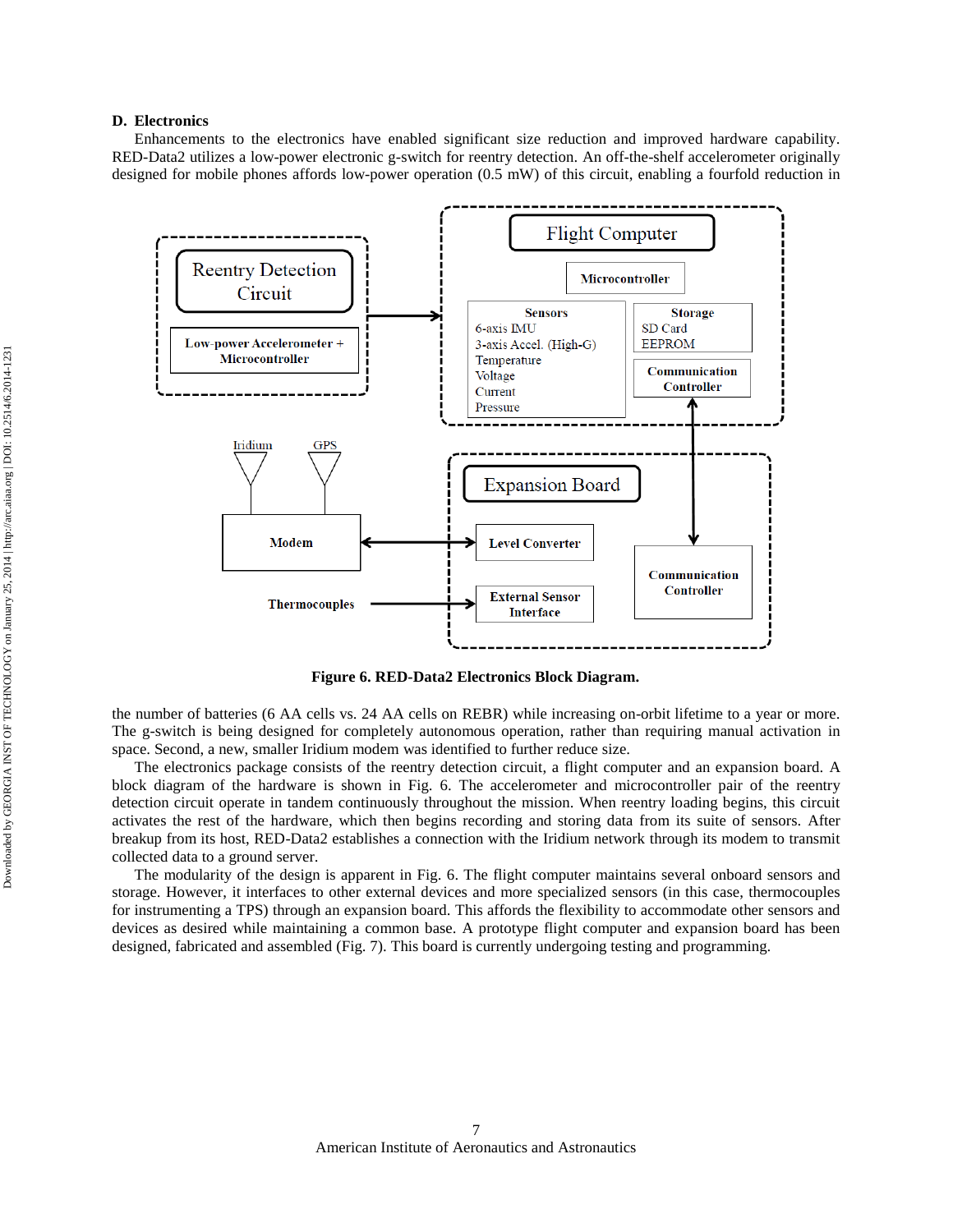### D. Electronics

Enhancements to the electronics have enabled significant size reduction and improved hardware capability. RED-Data2 utilizes a low-power electronic g-switch for reentry detection. An off-the-shelf accelerometer originally designed for mobile phones affords low-power operation (0.5 mW) of this circuit, enabling a fourfold reduction in

**Figure 6. RED-Data2 Electronics Block Diagram.**

the number of batteries (6 AA cells vs. 24 AA cells on REBR) while increasing on-orbit lifetime to a year or more. The g-switch is being designed for completely autonomous operation, rather than requiring manual activation in space. Second, a new, smaller Iridium modem was identified to further reduce size.

The electronics package consists of the reentry detection circuit, a flight computer and an expansion board. A block diagram of the hardware is shown in Fig. 6. The accelerometer and microcontroller pair of the reentry detection circuit operate in tandem continuously throughout the mission. When reentry loading begins, this circuit activates the rest of the hardware, which then begins recording and storing data from its suite of sensors. After breakup from its host, RED-Data2 establishes a connection with the Iridium network through its modem to transmit collected data to a ground server.

The modularity of the design is apparent in Fig. 6. The flight computer maintains several onboard sensors and storage. However, it interfaces to other external devices and more specialized sensors (in this case, thermocouples for instrumenting a TPS) through an expansion board. This affords the flexibility to accommodate other sensors and devices as desired while maintaining a common base. A prototype flight computer and expansion board has been designed, fabricated and assembled (Fig. 7). This board is currently undergoing testing and programming.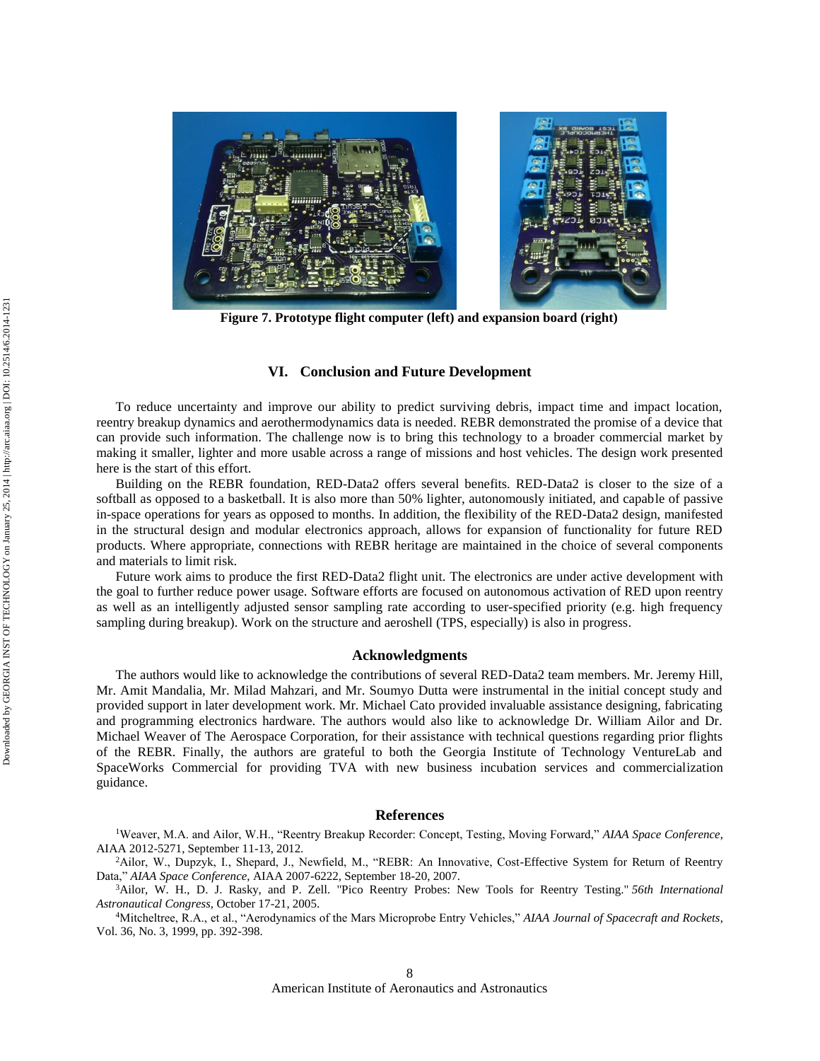Figure 7. Prototype flight computer (left) and expansion board (right)

## VI. Conclusion and Future Development

To reduce uncertainty and improve our ability to predict surviving debris, impact time and impact location, reentry breakup dynamics and aerothermodynamics data is needed. REBR demonstrated the promise of a device that can provide such information. The challenge now is to bring this technology to a broader commercial market by making it smaller, lighter and more usable across a range of missions and host vehicles. The design work presented here is the start of this effort.

Building on the REBR foundation, RED-Data2 offers several benefits. RED-Data2 is closer to the size of a softball as opposed to a basketball. It is also more than 50% lighter, autonomously initiated, and capable of passive in-space operations for years as opposed to months. In addition, the flexibility of the RED-Data2 design, manifested in the structural design and modular electronics approach, allows for expansion of functionality for future RED products. Where appropriate, connections with REBR heritage are maintained in the choice of several components and materials to limit risk.

Future work aims to produce the first RED-Data2 flight unit. The electronics are under active development with the goal to further reduce power usage. Software efforts are focused on autonomous activation of RED upon reentry as well as an intelligently adjusted sensor sampling rate according to user-specified priority (e.g. high frequency sampling during breakup). Work on the structure and aeroshell (TPS, especially) is also in progress.

## Acknowledgments

The authors would like to acknowledge the contributions of several RED-Data2 team members. Mr. Jeremy Hill, Mr. Amit Mandalia, Mr. Milad Mahzari, and Mr. Soumyo Dutta were instrumental in the initial concept study and provided support in later development work. Mr. Michael Cato provided invaluable assistance designing, fabricating and programming electronics hardware. The authors would also like to acknowledge Dr. William Ailor and Dr. Michael Weaver of The Aerospace Corporation, for their assistance with technical questions regarding prior flights of the REBR. Finally, the authors are grateful to both the Georgia Institute of Technology VentureLab and SpaceWorks Commercial for providing TVA with new business incubation services and commercialization guidance.

## References

[1] Weaver, M.A. and Ailor, W.H., "Reentry Breakup Recorder: Concept, Testing, Moving Forward," *AIAA Space Conference*, AIAA 2012-5271, September 11-13, 2012.

[2] Ailor, W., Dupzyk, I., Shepard, J., Newfield, M., "REBR: An Innovative, Cost-Effective System for Return of Reentry Data," *AIAA Space Conference*, AIAA 2007-6222, September 18-20, 2007.

[3] Ailor, W. H., D. J. Rasky, and P. Zell. "Pico Reentry Probes: New Tools for Reentry Testing." *56th International Astronautical Congress*, October 17-21, 2005.

[4] Mitcheltree, R.A., et al., "Aerodynamics of the Mars Microprobe Entry Vehicles," *AIAA Journal of Spacecraft and Rockets*, Vol. 36, No. 3, 1999, pp. 392-398.